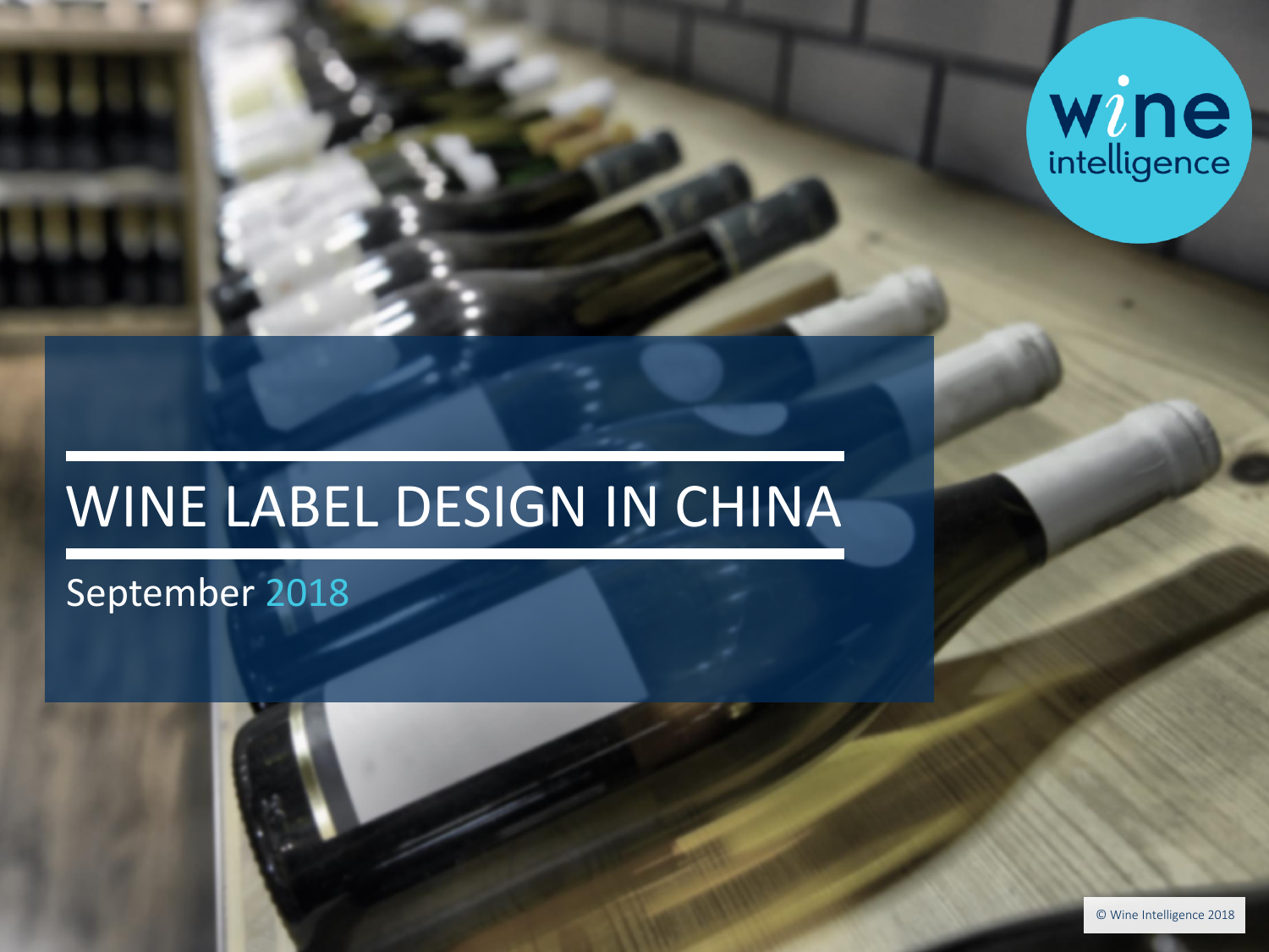# WINE LABEL DESIGN IN CHINA

September 2018

wine intelligence

© Wine Intelligence 2018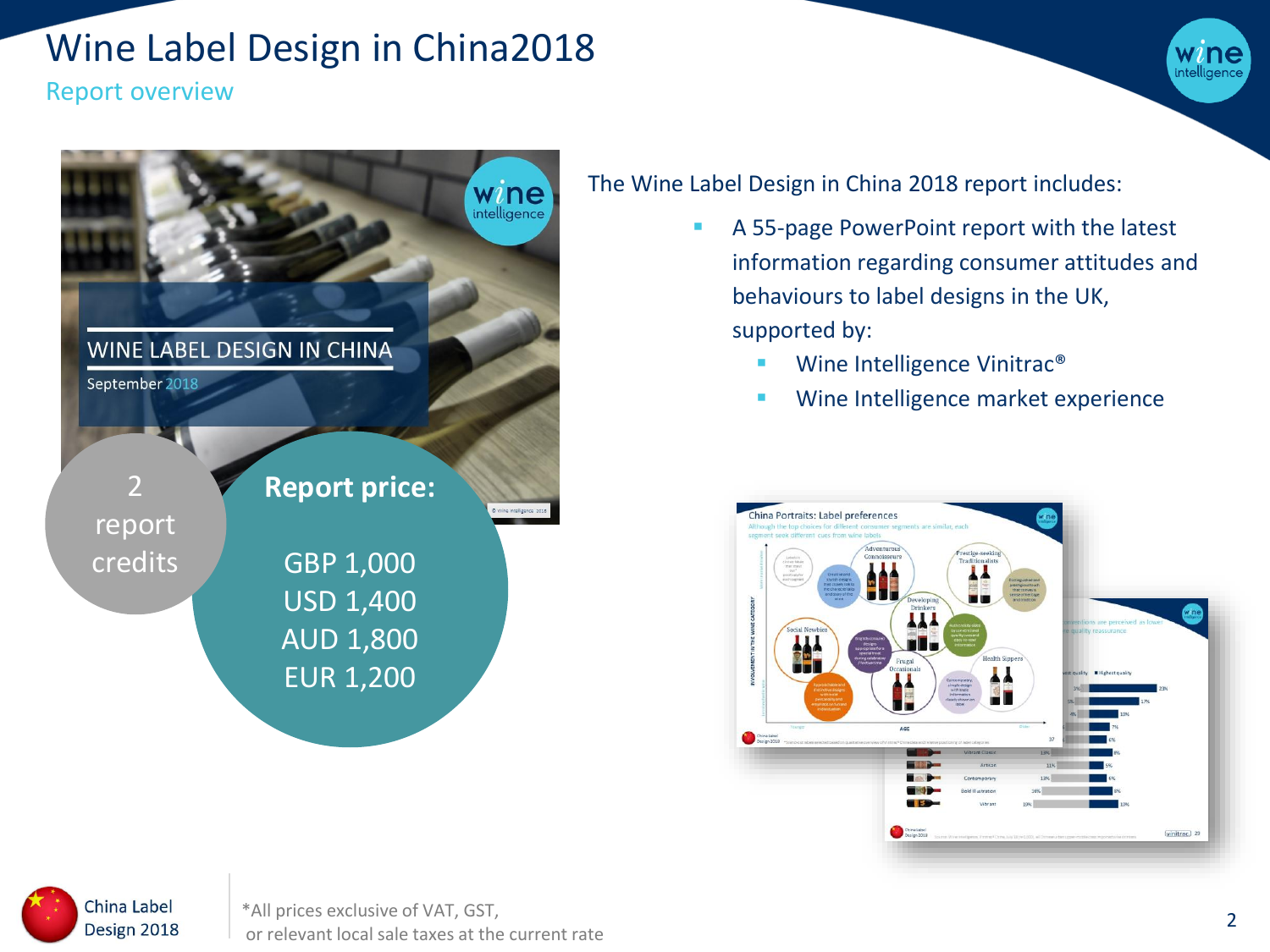# Wine Label Design in China2018

## Report overview

WINE LABEL DESIGN IN CHINA

September 2018

2 report credits

**Report price:**

GBP 1,000
USD 1,400
AUD 1,800
EUR 1,200

The Wine Label Design in China 2018 report includes:

- A 55-page PowerPoint report with the latest information regarding consumer attitudes and behaviours to label designs in the UK, supported by:
  - Wine Intelligence Vinitrac®
  - Wine Intelligence market experience

*All prices exclusive of VAT, GST, or relevant local sale taxes at the current rate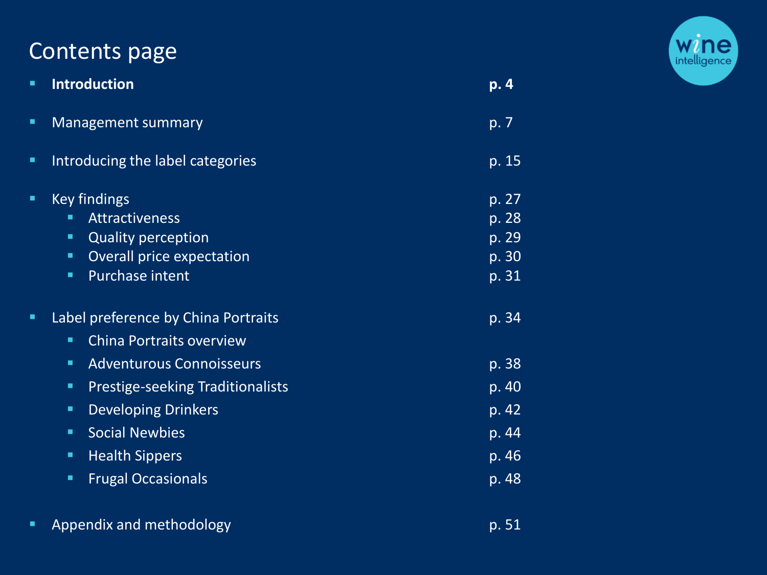# Contents page

- **Introduction** — **p. 4**
- Management summary — p. 7
- Introducing the label categories — p. 15
- Key findings — p. 27
  - Attractiveness — p. 28
  - Quality perception — p. 29
  - Overall price expectation — p. 30
  - Purchase intent — p. 31
- Label preference by China Portraits — p. 34
  - China Portraits overview
  - Adventurous Connoisseurs — p. 38
  - Prestige-seeking Traditionalists — p. 40
  - Developing Drinkers — p. 42
  - Social Newbies — p. 44
  - Health Sippers — p. 46
  - Frugal Occasionals — p. 48
- Appendix and methodology — p. 51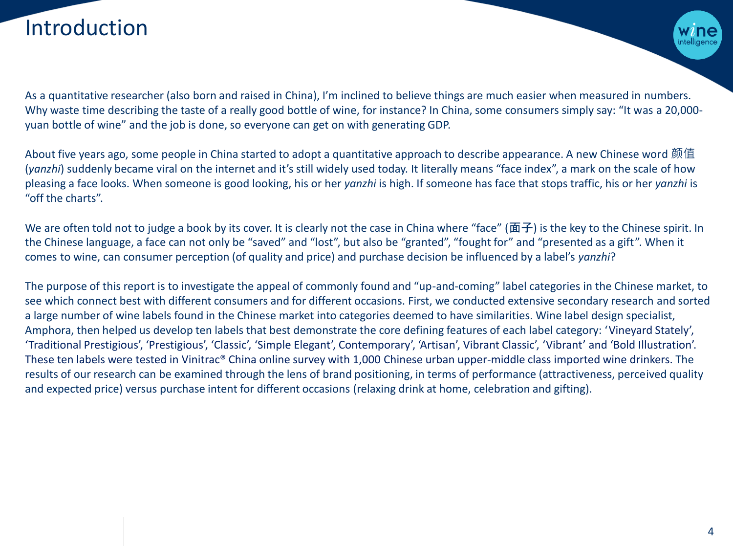# Introduction

As a quantitative researcher (also born and raised in China), I'm inclined to believe things are much easier when measured in numbers. Why waste time describing the taste of a really good bottle of wine, for instance? In China, some consumers simply say: "It was a 20,000-yuan bottle of wine" and the job is done, so everyone can get on with generating GDP.

About five years ago, some people in China started to adopt a quantitative approach to describe appearance. A new Chinese word 颜值 (*yanzhi*) suddenly became viral on the internet and it's still widely used today. It literally means "face index", a mark on the scale of how pleasing a face looks. When someone is good looking, his or her *yanzhi* is high. If someone has face that stops traffic, his or her *yanzhi* is "off the charts".

We are often told not to judge a book by its cover. It is clearly not the case in China where "face" (面子) is the key to the Chinese spirit. In the Chinese language, a face can not only be "saved" and "lost", but also be "granted", "fought for" and "presented as a gift". When it comes to wine, can consumer perception (of quality and price) and purchase decision be influenced by a label's *yanzhi*?

The purpose of this report is to investigate the appeal of commonly found and "up-and-coming" label categories in the Chinese market, to see which connect best with different consumers and for different occasions. First, we conducted extensive secondary research and sorted a large number of wine labels found in the Chinese market into categories deemed to have similarities. Wine label design specialist, Amphora, then helped us develop ten labels that best demonstrate the core defining features of each label category: 'Vineyard Stately', 'Traditional Prestigious', 'Prestigious', 'Classic', 'Simple Elegant', Contemporary', 'Artisan', Vibrant Classic', 'Vibrant' and 'Bold Illustration'. These ten labels were tested in Vinitrac® China online survey with 1,000 Chinese urban upper-middle class imported wine drinkers. The results of our research can be examined through the lens of brand positioning, in terms of performance (attractiveness, perceived quality and expected price) versus purchase intent for different occasions (relaxing drink at home, celebration and gifting).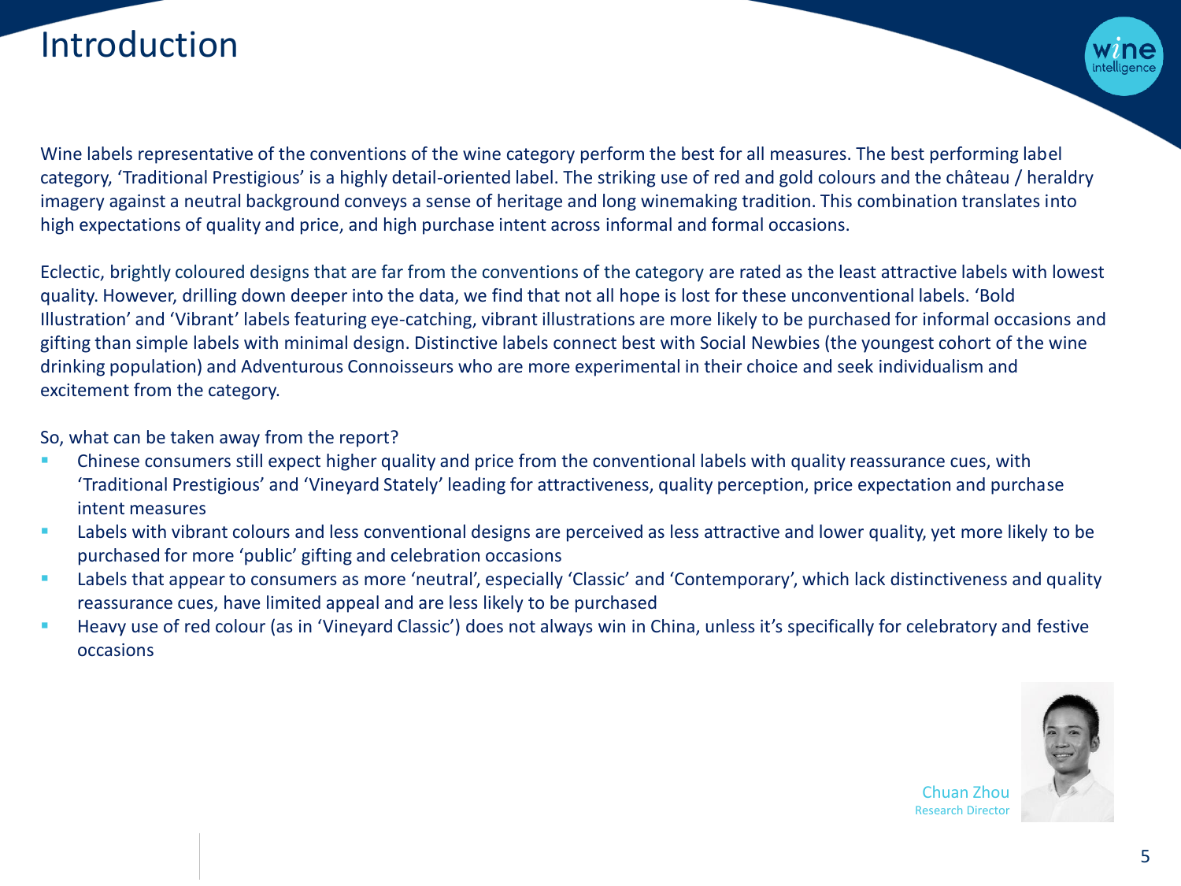# Introduction

Wine labels representative of the conventions of the wine category perform the best for all measures. The best performing label category, 'Traditional Prestigious' is a highly detail-oriented label. The striking use of red and gold colours and the château / heraldry imagery against a neutral background conveys a sense of heritage and long winemaking tradition. This combination translates into high expectations of quality and price, and high purchase intent across informal and formal occasions.

Eclectic, brightly coloured designs that are far from the conventions of the category are rated as the least attractive labels with lowest quality. However, drilling down deeper into the data, we find that not all hope is lost for these unconventional labels. 'Bold Illustration' and 'Vibrant' labels featuring eye-catching, vibrant illustrations are more likely to be purchased for informal occasions and gifting than simple labels with minimal design. Distinctive labels connect best with Social Newbies (the youngest cohort of the wine drinking population) and Adventurous Connoisseurs who are more experimental in their choice and seek individualism and excitement from the category.

So, what can be taken away from the report?

- Chinese consumers still expect higher quality and price from the conventional labels with quality reassurance cues, with 'Traditional Prestigious' and 'Vineyard Stately' leading for attractiveness, quality perception, price expectation and purchase intent measures
- Labels with vibrant colours and less conventional designs are perceived as less attractive and lower quality, yet more likely to be purchased for more 'public' gifting and celebration occasions
- Labels that appear to consumers as more 'neutral', especially 'Classic' and 'Contemporary', which lack distinctiveness and quality reassurance cues, have limited appeal and are less likely to be purchased
- Heavy use of red colour (as in 'Vineyard Classic') does not always win in China, unless it's specifically for celebratory and festive occasions

Chuan Zhou
Research Director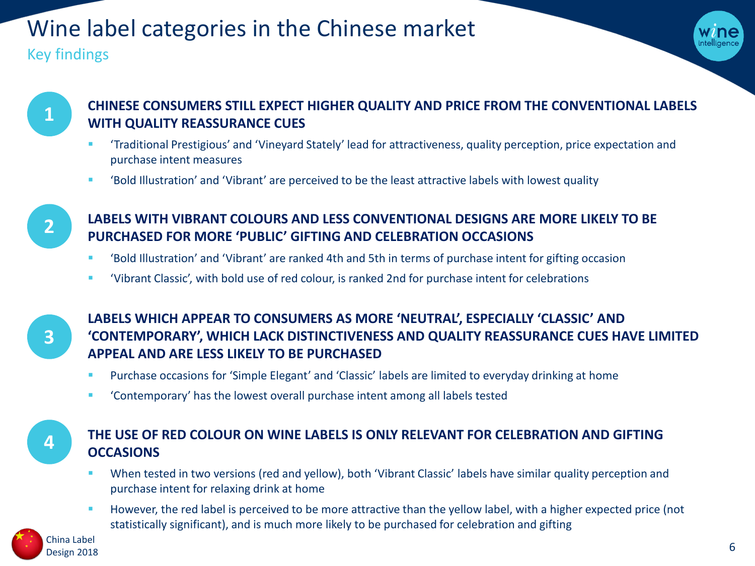# Wine label categories in the Chinese market

## Key findings

### 1 CHINESE CONSUMERS STILL EXPECT HIGHER QUALITY AND PRICE FROM THE CONVENTIONAL LABELS WITH QUALITY REASSURANCE CUES

- 'Traditional Prestigious' and 'Vineyard Stately' lead for attractiveness, quality perception, price expectation and purchase intent measures
- 'Bold Illustration' and 'Vibrant' are perceived to be the least attractive labels with lowest quality

### 2 LABELS WITH VIBRANT COLOURS AND LESS CONVENTIONAL DESIGNS ARE MORE LIKELY TO BE PURCHASED FOR MORE 'PUBLIC' GIFTING AND CELEBRATION OCCASIONS

- 'Bold Illustration' and 'Vibrant' are ranked 4th and 5th in terms of purchase intent for gifting occasion
- 'Vibrant Classic', with bold use of red colour, is ranked 2nd for purchase intent for celebrations

### 3 LABELS WHICH APPEAR TO CONSUMERS AS MORE 'NEUTRAL', ESPECIALLY 'CLASSIC' AND 'CONTEMPORARY', WHICH LACK DISTINCTIVENESS AND QUALITY REASSURANCE CUES HAVE LIMITED APPEAL AND ARE LESS LIKELY TO BE PURCHASED

- Purchase occasions for 'Simple Elegant' and 'Classic' labels are limited to everyday drinking at home
- 'Contemporary' has the lowest overall purchase intent among all labels tested

### 4 THE USE OF RED COLOUR ON WINE LABELS IS ONLY RELEVANT FOR CELEBRATION AND GIFTING OCCASIONS

- When tested in two versions (red and yellow), both 'Vibrant Classic' labels have similar quality perception and purchase intent for relaxing drink at home
- However, the red label is perceived to be more attractive than the yellow label, with a higher expected price (not statistically significant), and is much more likely to be purchased for celebration and gifting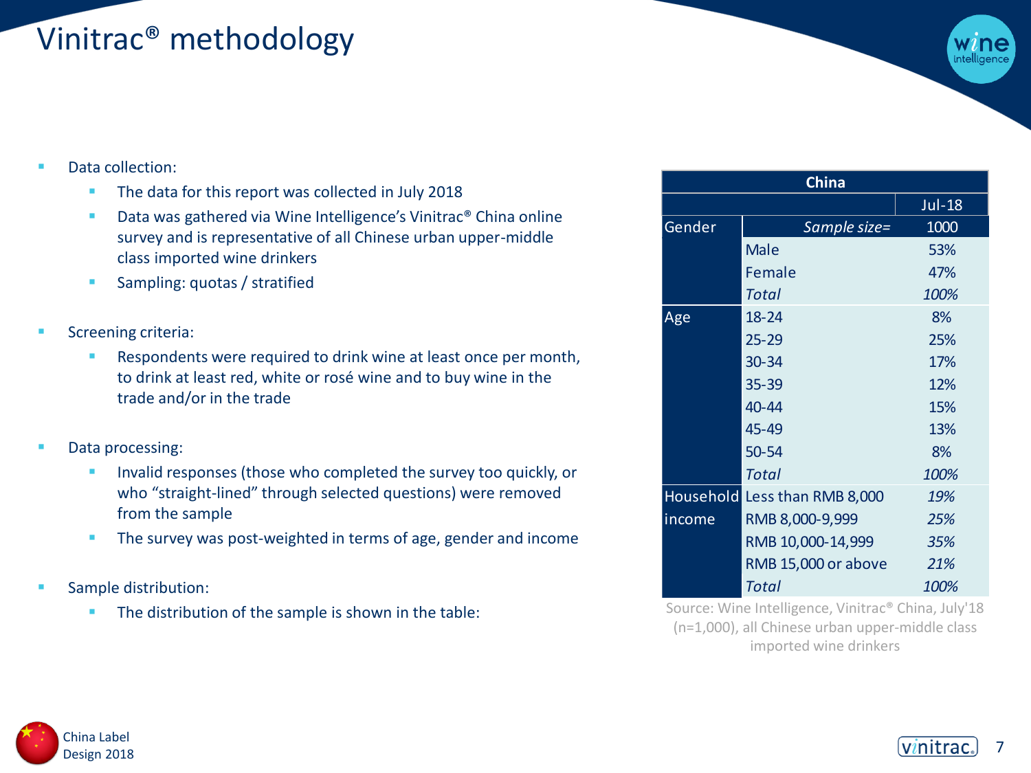# Vinitrac® methodology

- Data collection:
  - The data for this report was collected in July 2018
  - Data was gathered via Wine Intelligence's Vinitrac® China online survey and is representative of all Chinese urban upper-middle class imported wine drinkers
  - Sampling: quotas / stratified
- Screening criteria:
  - Respondents were required to drink wine at least once per month, to drink at least red, white or rosé wine and to buy wine in the trade and/or in the trade
- Data processing:
  - Invalid responses (those who completed the survey too quickly, or who "straight-lined" through selected questions) were removed from the sample
  - The survey was post-weighted in terms of age, gender and income
- Sample distribution:
  - The distribution of the sample is shown in the table:

| China | | |
|---|---|---|
| | | Jul-18 |
| Gender | *Sample size=* | 1000 |
| | Male | 53% |
| | Female | 47% |
| | *Total* | *100%* |
| Age | 18-24 | 8% |
| | 25-29 | 25% |
| | 30-34 | 17% |
| | 35-39 | 12% |
| | 40-44 | 15% |
| | 45-49 | 13% |
| | 50-54 | 8% |
| | *Total* | *100%* |
| Household income | Less than RMB 8,000 | *19%* |
| | RMB 8,000-9,999 | *25%* |
| | RMB 10,000-14,999 | *35%* |
| | RMB 15,000 or above | *21%* |
| | *Total* | *100%* |

Source: Wine Intelligence, Vinitrac® China, July'18 (n=1,000), all Chinese urban upper-middle class imported wine drinkers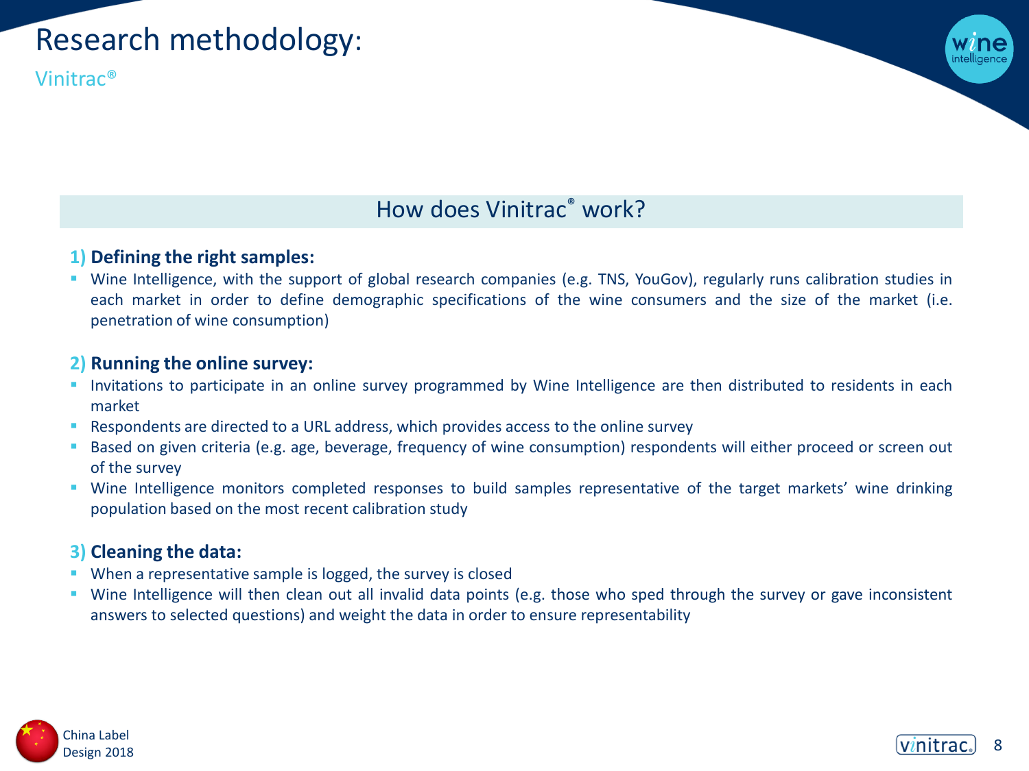# Research methodology:

## Vinitrac®

### How does Vinitrac® work?

**1) Defining the right samples:**

- Wine Intelligence, with the support of global research companies (e.g. TNS, YouGov), regularly runs calibration studies in each market in order to define demographic specifications of the wine consumers and the size of the market (i.e. penetration of wine consumption)

**2) Running the online survey:**

- Invitations to participate in an online survey programmed by Wine Intelligence are then distributed to residents in each market
- Respondents are directed to a URL address, which provides access to the online survey
- Based on given criteria (e.g. age, beverage, frequency of wine consumption) respondents will either proceed or screen out of the survey
- Wine Intelligence monitors completed responses to build samples representative of the target markets' wine drinking population based on the most recent calibration study

**3) Cleaning the data:**

- When a representative sample is logged, the survey is closed
- Wine Intelligence will then clean out all invalid data points (e.g. those who sped through the survey or gave inconsistent answers to selected questions) and weight the data in order to ensure representability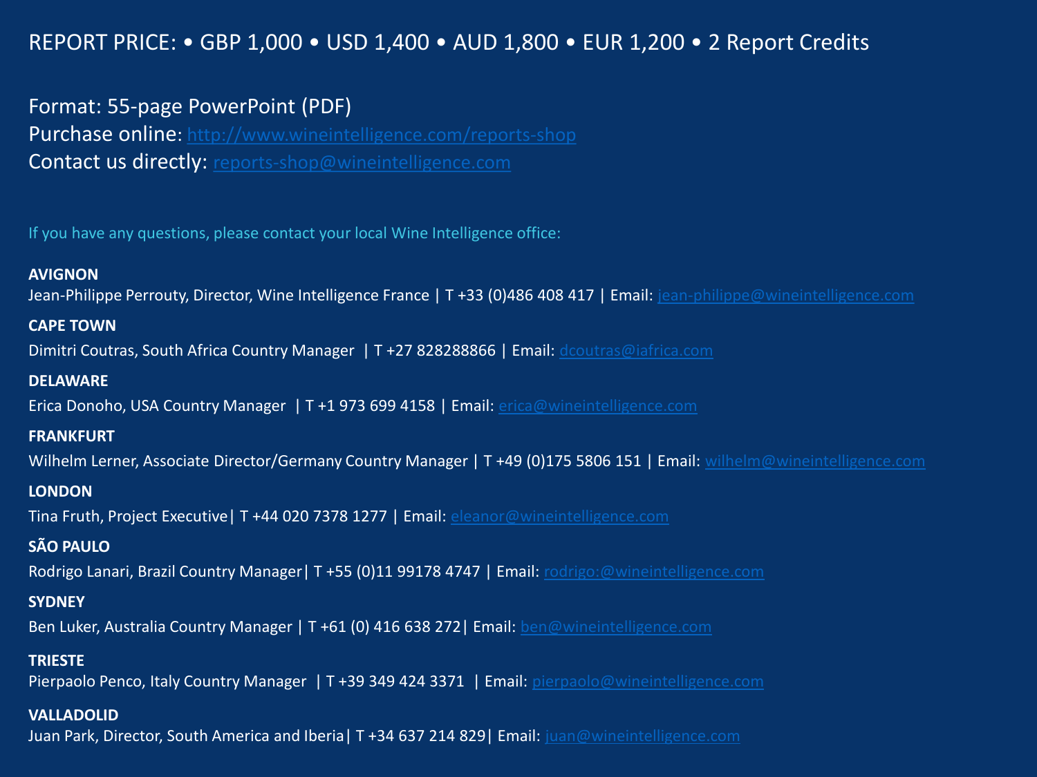REPORT PRICE: • GBP 1,000 • USD 1,400 • AUD 1,800 • EUR 1,200 • 2 Report Credits

Format: 55-page PowerPoint (PDF)
Purchase online: http://www.wineintelligence.com/reports-shop
Contact us directly: reports-shop@wineintelligence.com

If you have any questions, please contact your local Wine Intelligence office:

**AVIGNON**
Jean-Philippe Perrouty, Director, Wine Intelligence France | T +33 (0)486 408 417 | Email: jean-philippe@wineintelligence.com

**CAPE TOWN**
Dimitri Coutras, South Africa Country Manager | T +27 828288866 | Email: dcoutras@iafrica.com

**DELAWARE**
Erica Donoho, USA Country Manager | T +1 973 699 4158 | Email: erica@wineintelligence.com

**FRANKFURT**
Wilhelm Lerner, Associate Director/Germany Country Manager | T +49 (0)175 5806 151 | Email: wilhelm@wineintelligence.com

**LONDON**
Tina Fruth, Project Executive| T +44 020 7378 1277 | Email: eleanor@wineintelligence.com

**SÃO PAULO**
Rodrigo Lanari, Brazil Country Manager| T +55 (0)11 99178 4747 | Email: rodrigo:@wineintelligence.com

**SYDNEY**
Ben Luker, Australia Country Manager | T +61 (0) 416 638 272| Email: ben@wineintelligence.com

**TRIESTE**
Pierpaolo Penco, Italy Country Manager | T +39 349 424 3371 | Email: pierpaolo@wineintelligence.com

**VALLADOLID**
Juan Park, Director, South America and Iberia| T +34 637 214 829| Email: juan@wineintelligence.com